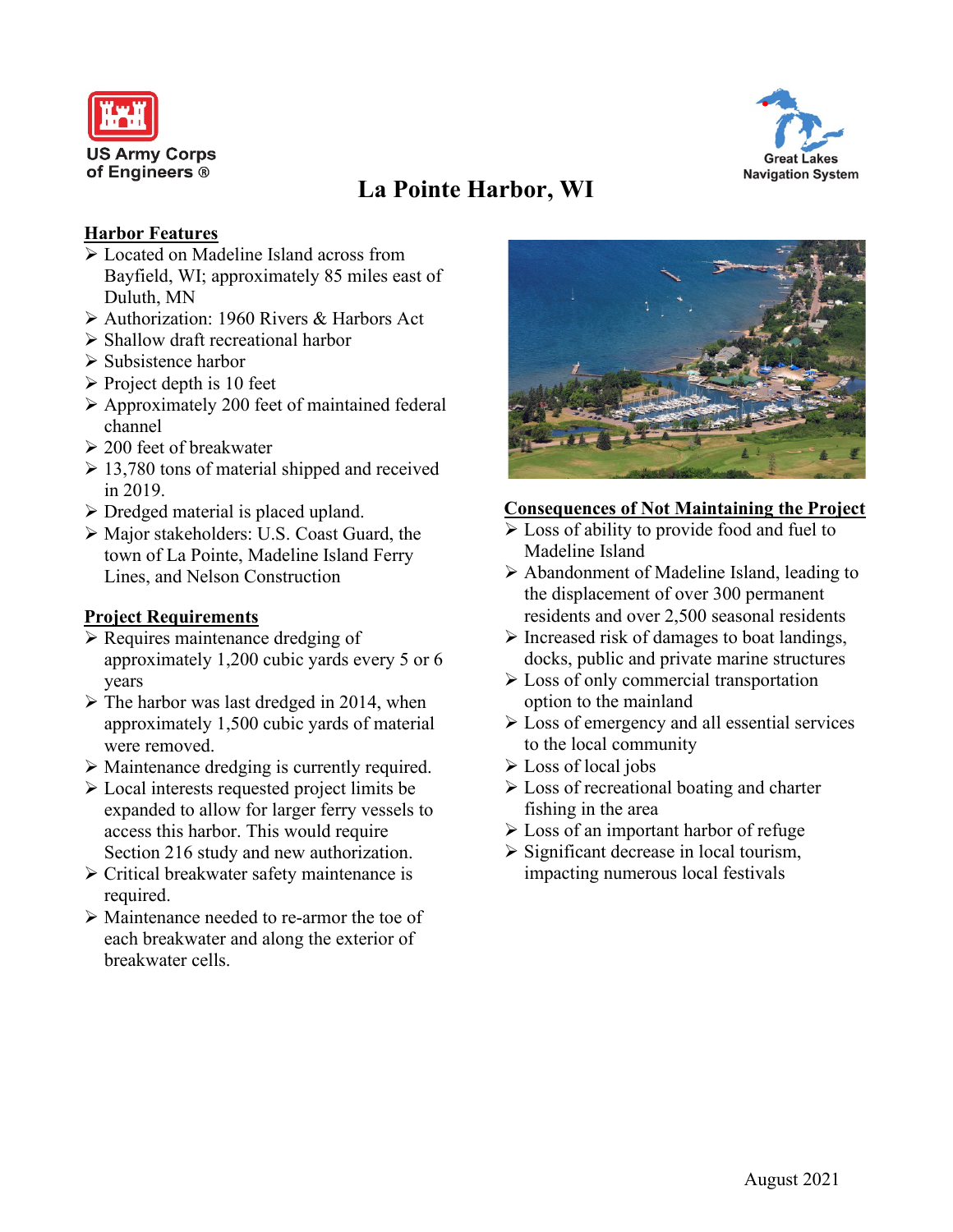US Army Corps of Engineers ®

Great Lakes Navigation System

# La Pointe Harbor, WI

## Harbor Features

- Located on Madeline Island across from Bayfield, WI; approximately 85 miles east of Duluth, MN
- Authorization: 1960 Rivers & Harbors Act
- Shallow draft recreational harbor
- Subsistence harbor
- Project depth is 10 feet
- Approximately 200 feet of maintained federal channel
- 200 feet of breakwater
- 13,780 tons of material shipped and received in 2019.
- Dredged material is placed upland.
- Major stakeholders: U.S. Coast Guard, the town of La Pointe, Madeline Island Ferry Lines, and Nelson Construction

## Project Requirements

- Requires maintenance dredging of approximately 1,200 cubic yards every 5 or 6 years
- The harbor was last dredged in 2014, when approximately 1,500 cubic yards of material were removed.
- Maintenance dredging is currently required.
- Local interests requested project limits be expanded to allow for larger ferry vessels to access this harbor. This would require Section 216 study and new authorization.
- Critical breakwater safety maintenance is required.
- Maintenance needed to re-armor the toe of each breakwater and along the exterior of breakwater cells.

## Consequences of Not Maintaining the Project

- Loss of ability to provide food and fuel to Madeline Island
- Abandonment of Madeline Island, leading to the displacement of over 300 permanent residents and over 2,500 seasonal residents
- Increased risk of damages to boat landings, docks, public and private marine structures
- Loss of only commercial transportation option to the mainland
- Loss of emergency and all essential services to the local community
- Loss of local jobs
- Loss of recreational boating and charter fishing in the area
- Loss of an important harbor of refuge
- Significant decrease in local tourism, impacting numerous local festivals

August 2021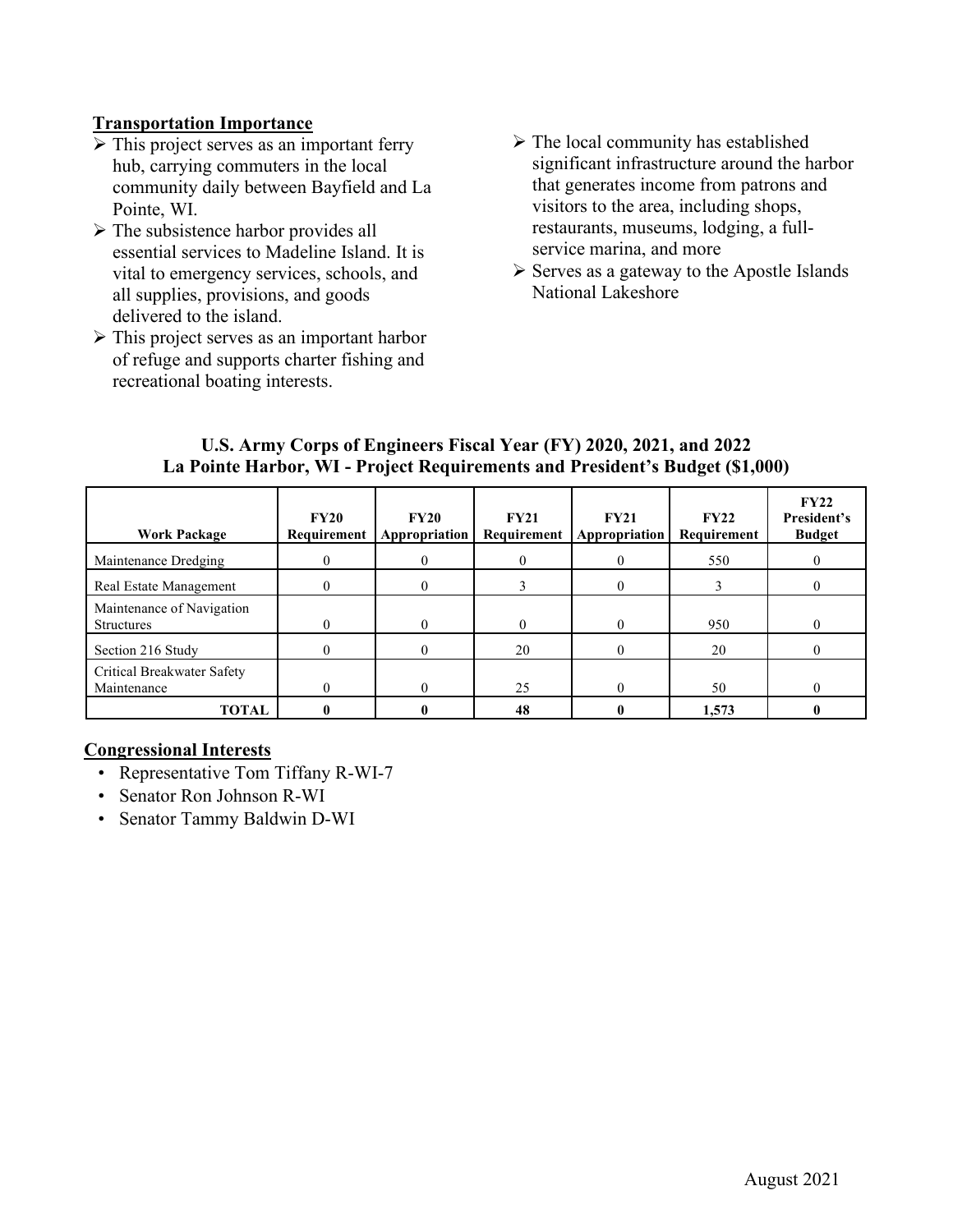## Transportation Importance

- This project serves as an important ferry hub, carrying commuters in the local community daily between Bayfield and La Pointe, WI.
- The subsistence harbor provides all essential services to Madeline Island. It is vital to emergency services, schools, and all supplies, provisions, and goods delivered to the island.
- This project serves as an important harbor of refuge and supports charter fishing and recreational boating interests.
- The local community has established significant infrastructure around the harbor that generates income from patrons and visitors to the area, including shops, restaurants, museums, lodging, a full-service marina, and more
- Serves as a gateway to the Apostle Islands National Lakeshore

**U.S. Army Corps of Engineers Fiscal Year (FY) 2020, 2021, and 2022**
**La Pointe Harbor, WI - Project Requirements and President's Budget ($1,000)**

| Work Package | FY20 Requirement | FY20 Appropriation | FY21 Requirement | FY21 Appropriation | FY22 Requirement | FY22 President's Budget |
|---|---|---|---|---|---|---|
| Maintenance Dredging | 0 | 0 | 0 | 0 | 550 | 0 |
| Real Estate Management | 0 | 0 | 3 | 0 | 3 | 0 |
| Maintenance of Navigation Structures | 0 | 0 | 0 | 0 | 950 | 0 |
| Section 216 Study | 0 | 0 | 20 | 0 | 20 | 0 |
| Critical Breakwater Safety Maintenance | 0 | 0 | 25 | 0 | 50 | 0 |
| **TOTAL** | **0** | **0** | **48** | **0** | **1,573** | **0** |

## Congressional Interests

- Representative Tom Tiffany R-WI-7
- Senator Ron Johnson R-WI
- Senator Tammy Baldwin D-WI

August 2021